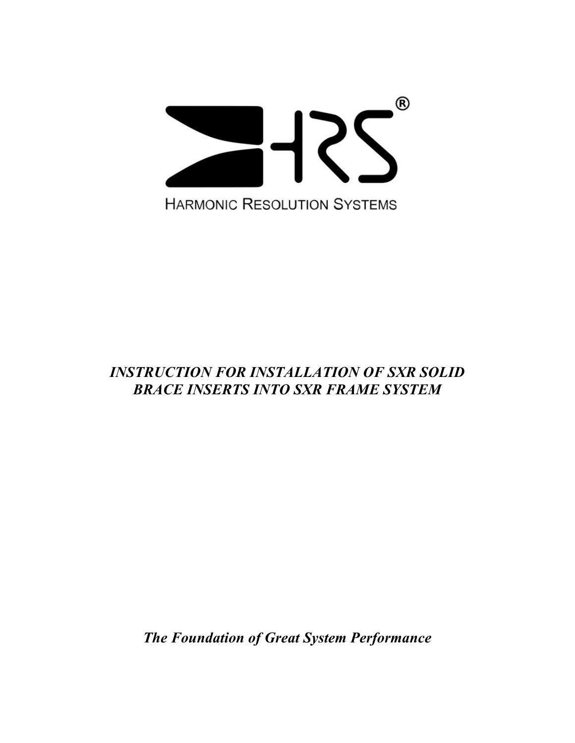HARMONIC RESOLUTION SYSTEMS

# *INSTRUCTION FOR INSTALLATION OF SXR SOLID BRACE INSERTS INTO SXR FRAME SYSTEM*

***The Foundation of Great System Performance***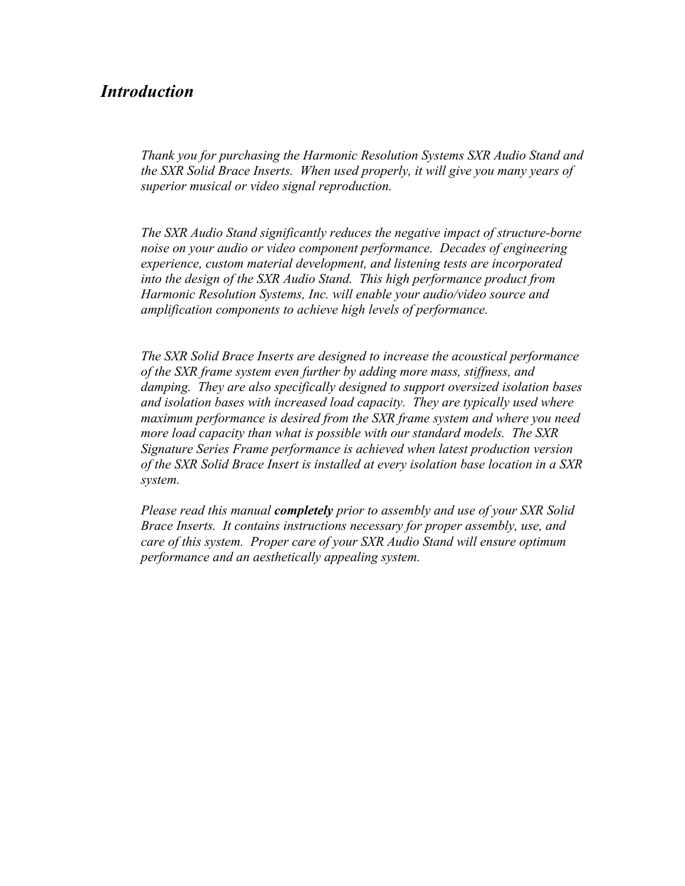# *Introduction*

*Thank you for purchasing the Harmonic Resolution Systems SXR Audio Stand and the SXR Solid Brace Inserts. When used properly, it will give you many years of superior musical or video signal reproduction.*

*The SXR Audio Stand significantly reduces the negative impact of structure-borne noise on your audio or video component performance. Decades of engineering experience, custom material development, and listening tests are incorporated into the design of the SXR Audio Stand. This high performance product from Harmonic Resolution Systems, Inc. will enable your audio/video source and amplification components to achieve high levels of performance.*

*The SXR Solid Brace Inserts are designed to increase the acoustical performance of the SXR frame system even further by adding more mass, stiffness, and damping. They are also specifically designed to support oversized isolation bases and isolation bases with increased load capacity. They are typically used where maximum performance is desired from the SXR frame system and where you need more load capacity than what is possible with our standard models. The SXR Signature Series Frame performance is achieved when latest production version of the SXR Solid Brace Insert is installed at every isolation base location in a SXR system.*

*Please read this manual **completely** prior to assembly and use of your SXR Solid Brace Inserts. It contains instructions necessary for proper assembly, use, and care of this system. Proper care of your SXR Audio Stand will ensure optimum performance and an aesthetically appealing system.*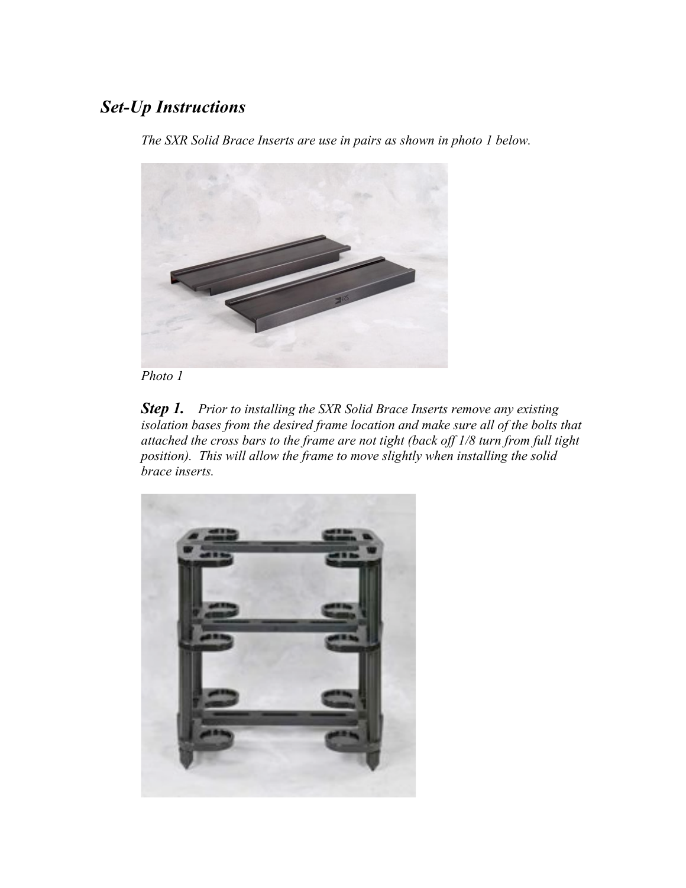## *Set-Up Instructions*

*The SXR Solid Brace Inserts are use in pairs as shown in photo 1 below.*

*Photo 1*

***Step 1.*** *Prior to installing the SXR Solid Brace Inserts remove any existing isolation bases from the desired frame location and make sure all of the bolts that attached the cross bars to the frame are not tight (back off 1/8 turn from full tight position). This will allow the frame to move slightly when installing the solid brace inserts.*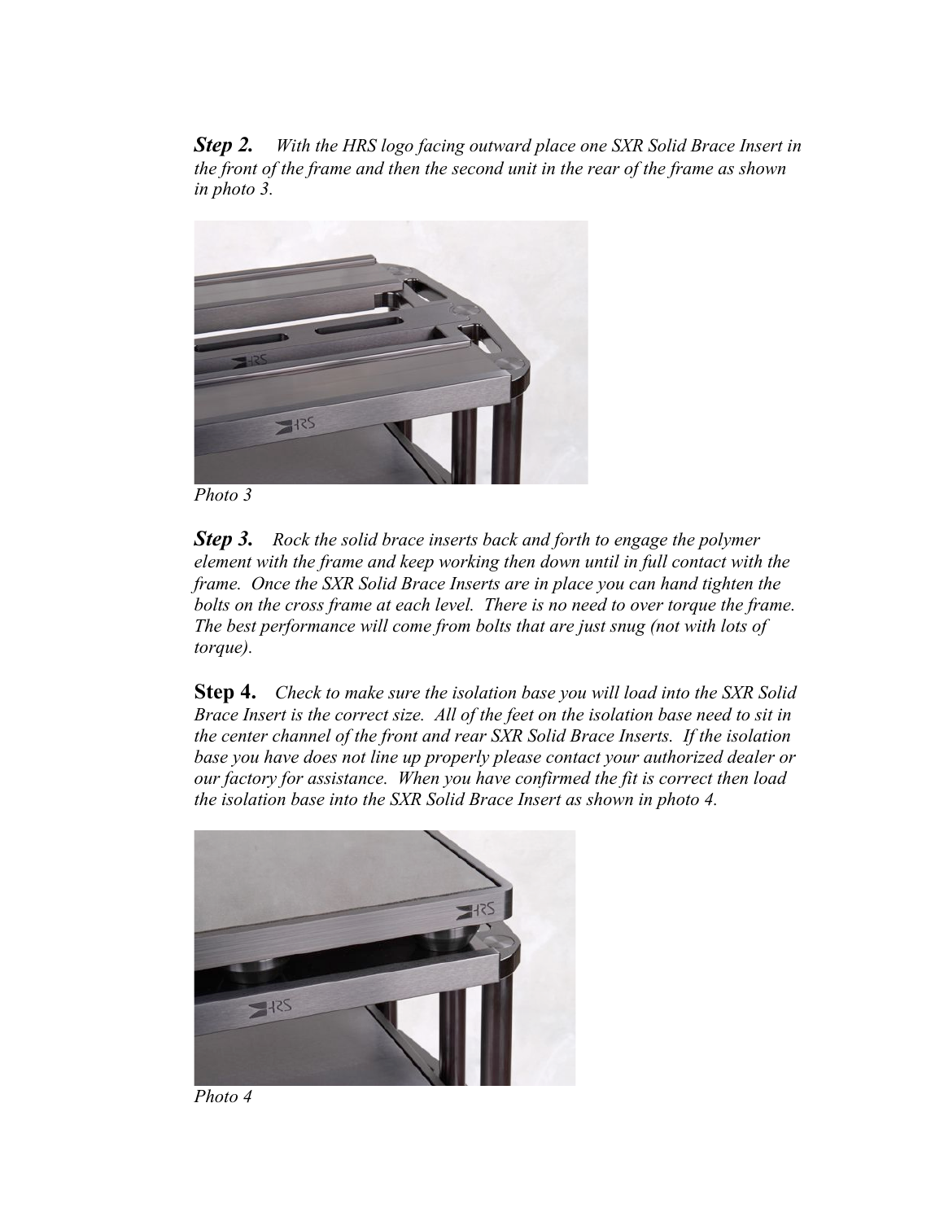***Step 2.*** *With the HRS logo facing outward place one SXR Solid Brace Insert in the front of the frame and then the second unit in the rear of the frame as shown in photo 3.*

*Photo 3*

***Step 3.*** *Rock the solid brace inserts back and forth to engage the polymer element with the frame and keep working then down until in full contact with the frame. Once the SXR Solid Brace Inserts are in place you can hand tighten the bolts on the cross frame at each level. There is no need to over torque the frame. The best performance will come from bolts that are just snug (not with lots of torque).*

**Step 4.** *Check to make sure the isolation base you will load into the SXR Solid Brace Insert is the correct size. All of the feet on the isolation base need to sit in the center channel of the front and rear SXR Solid Brace Inserts. If the isolation base you have does not line up properly please contact your authorized dealer or our factory for assistance. When you have confirmed the fit is correct then load the isolation base into the SXR Solid Brace Insert as shown in photo 4.*

*Photo 4*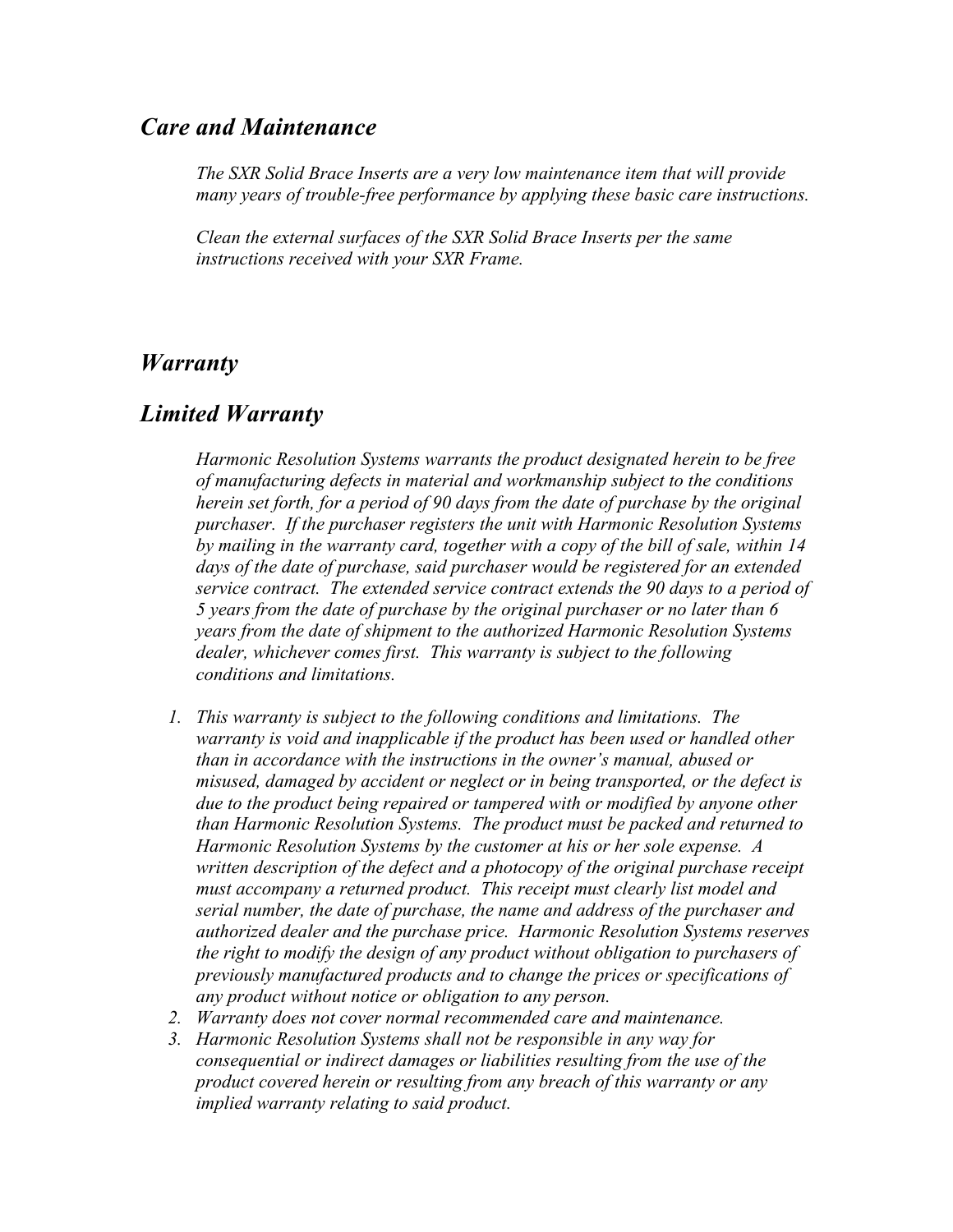## *Care and Maintenance*

*The SXR Solid Brace Inserts are a very low maintenance item that will provide many years of trouble-free performance by applying these basic care instructions.*

*Clean the external surfaces of the SXR Solid Brace Inserts per the same instructions received with your SXR Frame.*

## *Warranty*

## *Limited Warranty*

*Harmonic Resolution Systems warrants the product designated herein to be free of manufacturing defects in material and workmanship subject to the conditions herein set forth, for a period of 90 days from the date of purchase by the original purchaser. If the purchaser registers the unit with Harmonic Resolution Systems by mailing in the warranty card, together with a copy of the bill of sale, within 14 days of the date of purchase, said purchaser would be registered for an extended service contract. The extended service contract extends the 90 days to a period of 5 years from the date of purchase by the original purchaser or no later than 6 years from the date of shipment to the authorized Harmonic Resolution Systems dealer, whichever comes first. This warranty is subject to the following conditions and limitations.*

1. *This warranty is subject to the following conditions and limitations. The warranty is void and inapplicable if the product has been used or handled other than in accordance with the instructions in the owner's manual, abused or misused, damaged by accident or neglect or in being transported, or the defect is due to the product being repaired or tampered with or modified by anyone other than Harmonic Resolution Systems. The product must be packed and returned to Harmonic Resolution Systems by the customer at his or her sole expense. A written description of the defect and a photocopy of the original purchase receipt must accompany a returned product. This receipt must clearly list model and serial number, the date of purchase, the name and address of the purchaser and authorized dealer and the purchase price. Harmonic Resolution Systems reserves the right to modify the design of any product without obligation to purchasers of previously manufactured products and to change the prices or specifications of any product without notice or obligation to any person.*
2. *Warranty does not cover normal recommended care and maintenance.*
3. *Harmonic Resolution Systems shall not be responsible in any way for consequential or indirect damages or liabilities resulting from the use of the product covered herein or resulting from any breach of this warranty or any implied warranty relating to said product.*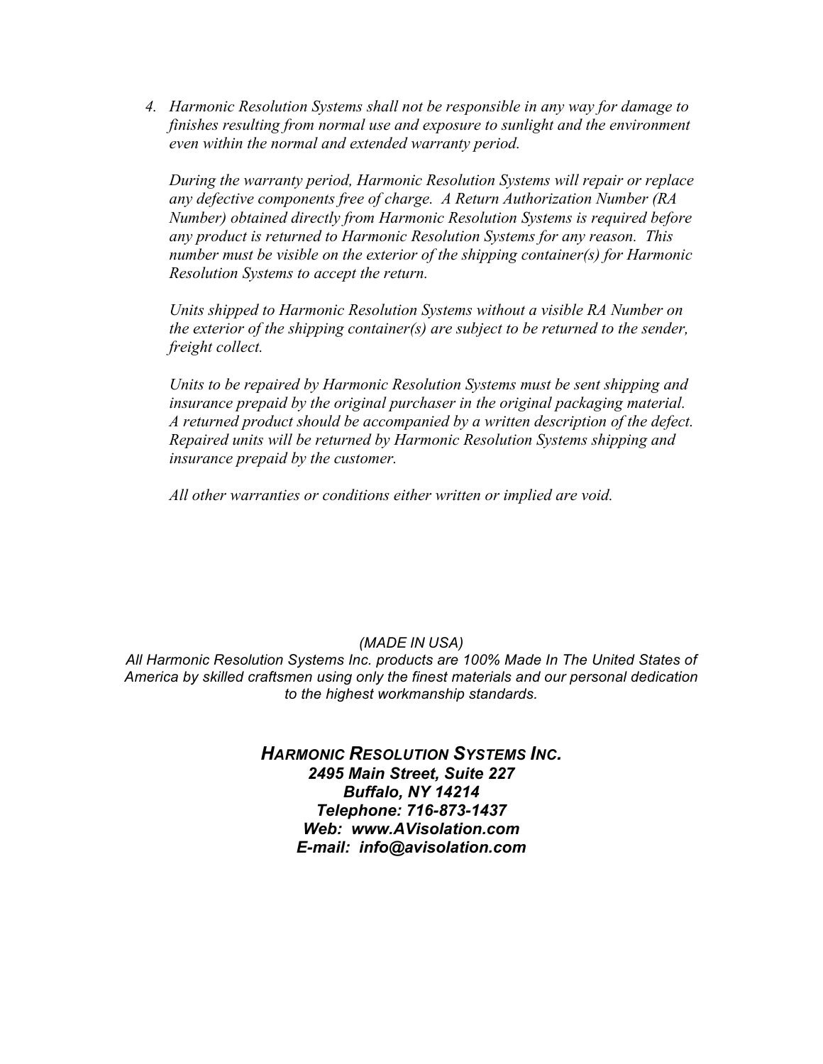4. *Harmonic Resolution Systems shall not be responsible in any way for damage to finishes resulting from normal use and exposure to sunlight and the environment even within the normal and extended warranty period.*

   *During the warranty period, Harmonic Resolution Systems will repair or replace any defective components free of charge. A Return Authorization Number (RA Number) obtained directly from Harmonic Resolution Systems is required before any product is returned to Harmonic Resolution Systems for any reason. This number must be visible on the exterior of the shipping container(s) for Harmonic Resolution Systems to accept the return.*

   *Units shipped to Harmonic Resolution Systems without a visible RA Number on the exterior of the shipping container(s) are subject to be returned to the sender, freight collect.*

   *Units to be repaired by Harmonic Resolution Systems must be sent shipping and insurance prepaid by the original purchaser in the original packaging material. A returned product should be accompanied by a written description of the defect. Repaired units will be returned by Harmonic Resolution Systems shipping and insurance prepaid by the customer.*

   *All other warranties or conditions either written or implied are void.*

*(MADE IN USA)*
*All Harmonic Resolution Systems Inc. products are 100% Made In The United States of America by skilled craftsmen using only the finest materials and our personal dedication to the highest workmanship standards.*

***HARMONIC RESOLUTION SYSTEMS INC.***
***2495 Main Street, Suite 227***
***Buffalo, NY 14214***
***Telephone: 716-873-1437***
***Web: www.AVisolation.com***
***E-mail: info@avisolation.com***